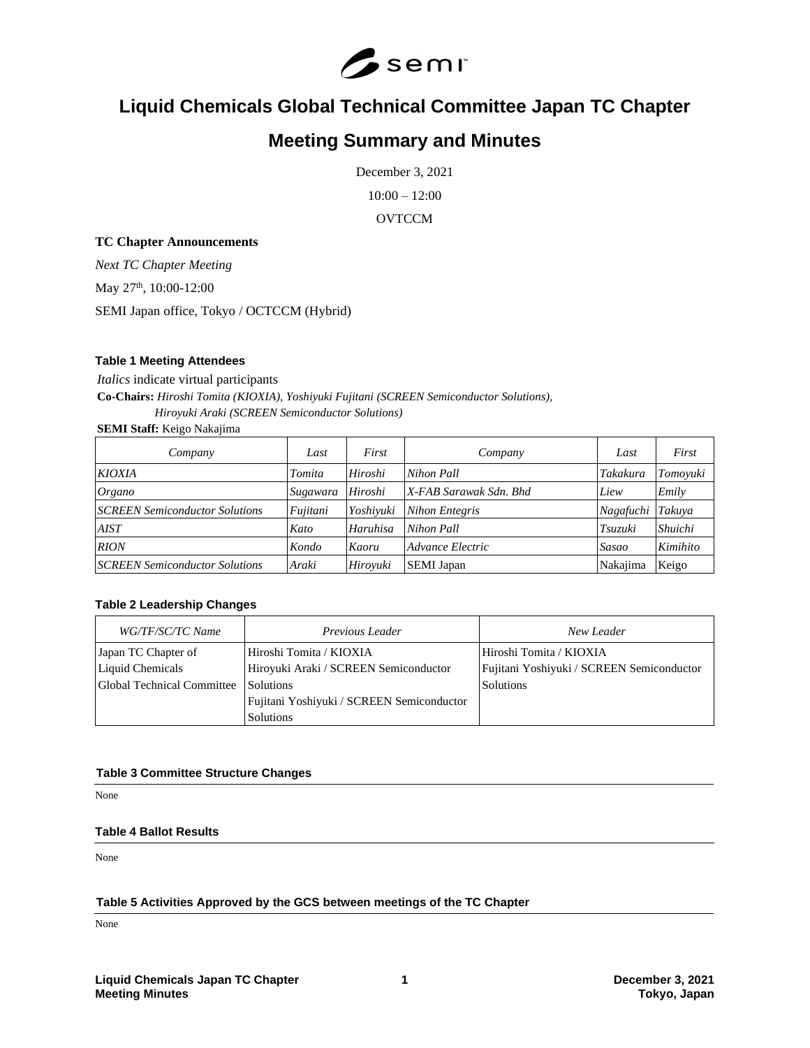# Liquid Chemicals Global Technical Committee Japan TC Chapter

## Meeting Summary and Minutes

December 3, 2021

10:00 – 12:00

OVTCCM

**TC Chapter Announcements**

*Next TC Chapter Meeting*

May 27th, 10:00-12:00

SEMI Japan office, Tokyo / OCTCCM (Hybrid)

**Table 1 Meeting Attendees**

*Italics* indicate virtual participants

**Co-Chairs:** *Hiroshi Tomita (KIOXIA), Yoshiyuki Fujitani (SCREEN Semiconductor Solutions), Hiroyuki Araki (SCREEN Semiconductor Solutions)*

**SEMI Staff:** Keigo Nakajima

| Company | Last | First | Company | Last | First |
|---|---|---|---|---|---|
| *KIOXIA* | *Tomita* | *Hiroshi* | *Nihon Pall* | *Takakura* | *Tomoyuki* |
| *Organo* | *Sugawara* | *Hiroshi* | *X-FAB Sarawak Sdn. Bhd* | *Liew* | *Emily* |
| *SCREEN Semiconductor Solutions* | *Fujitani* | *Yoshiyuki* | *Nihon Entegris* | *Nagafuchi* | *Takuya* |
| *AIST* | *Kato* | *Haruhisa* | *Nihon Pall* | *Tsuzuki* | *Shuichi* |
| *RION* | *Kondo* | *Kaoru* | *Advance Electric* | *Sasao* | *Kimihito* |
| *SCREEN Semiconductor Solutions* | *Araki* | *Hiroyuki* | SEMI Japan | Nakajima | Keigo |

**Table 2 Leadership Changes**

| *WG/TF/SC/TC Name* | *Previous Leader* | *New Leader* |
|---|---|---|
| Japan TC Chapter of Liquid Chemicals Global Technical Committee | Hiroshi Tomita / KIOXIA<br>Hiroyuki Araki / SCREEN Semiconductor Solutions<br>Fujitani Yoshiyuki / SCREEN Semiconductor Solutions | Hiroshi Tomita / KIOXIA<br>Fujitani Yoshiyuki / SCREEN Semiconductor Solutions |

**Table 3 Committee Structure Changes**

None

**Table 4 Ballot Results**

None

**Table 5 Activities Approved by the GCS between meetings of the TC Chapter**

None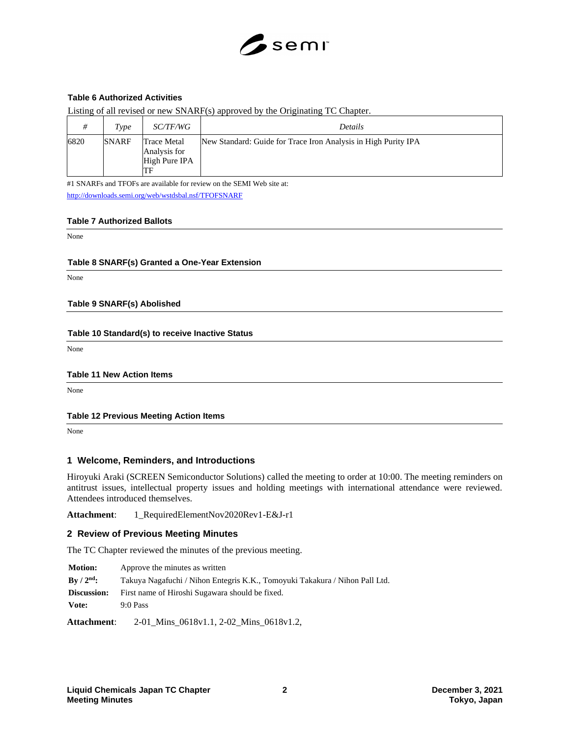**Table 6 Authorized Activities**

Listing of all revised or new SNARF(s) approved by the Originating TC Chapter.

| # | Type | SC/TF/WG | Details |
|---|---|---|---|
| 6820 | SNARF | Trace Metal Analysis for High Pure IPA TF | New Standard: Guide for Trace Iron Analysis in High Purity IPA |

#1 SNARFs and TFOFs are available for review on the SEMI Web site at:
http://downloads.semi.org/web/wstdsbal.nsf/TFOFSNARF

**Table 7 Authorized Ballots**

None

**Table 8 SNARF(s) Granted a One-Year Extension**

None

**Table 9 SNARF(s) Abolished**

**Table 10 Standard(s) to receive Inactive Status**

None

**Table 11 New Action Items**

None

**Table 12 Previous Meeting Action Items**

None

## 1 Welcome, Reminders, and Introductions

Hiroyuki Araki (SCREEN Semiconductor Solutions) called the meeting to order at 10:00. The meeting reminders on antitrust issues, intellectual property issues and holding meetings with international attendance were reviewed. Attendees introduced themselves.

**Attachment**: 1_RequiredElementNov2020Rev1-E&J-r1

## 2 Review of Previous Meeting Minutes

The TC Chapter reviewed the minutes of the previous meeting.

**Motion:** Approve the minutes as written
**By / 2nd:** Takuya Nagafuchi / Nihon Entegris K.K., Tomoyuki Takakura / Nihon Pall Ltd.
**Discussion:** First name of Hiroshi Sugawara should be fixed.
**Vote:** 9:0 Pass

**Attachment**: 2-01_Mins_0618v1.1, 2-02_Mins_0618v1.2,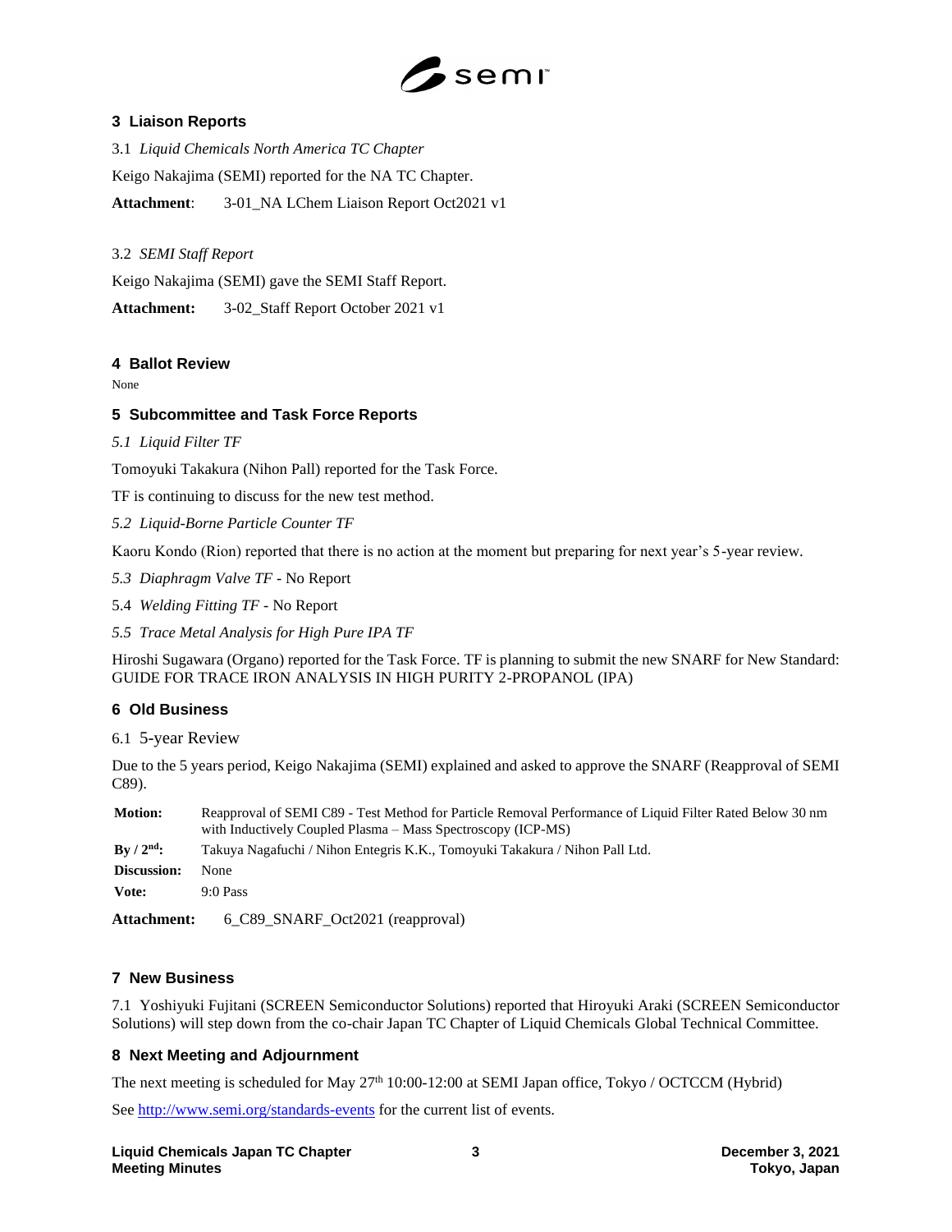## 3 Liaison Reports

3.1 *Liquid Chemicals North America TC Chapter*

Keigo Nakajima (SEMI) reported for the NA TC Chapter.

**Attachment**: 3-01_NA LChem Liaison Report Oct2021 v1

3.2 *SEMI Staff Report*

Keigo Nakajima (SEMI) gave the SEMI Staff Report.

**Attachment:** 3-02_Staff Report October 2021 v1

## 4 Ballot Review

None

## 5 Subcommittee and Task Force Reports

*5.1 Liquid Filter TF*

Tomoyuki Takakura (Nihon Pall) reported for the Task Force.

TF is continuing to discuss for the new test method.

*5.2 Liquid-Borne Particle Counter TF*

Kaoru Kondo (Rion) reported that there is no action at the moment but preparing for next year's 5-year review.

*5.3 Diaphragm Valve TF* - No Report

5.4 *Welding Fitting TF* - No Report

*5.5 Trace Metal Analysis for High Pure IPA TF*

Hiroshi Sugawara (Organo) reported for the Task Force. TF is planning to submit the new SNARF for New Standard: GUIDE FOR TRACE IRON ANALYSIS IN HIGH PURITY 2-PROPANOL (IPA)

## 6 Old Business

6.1 5-year Review

Due to the 5 years period, Keigo Nakajima (SEMI) explained and asked to approve the SNARF (Reapproval of SEMI C89).

| | |
|---|---|
| **Motion:** | Reapproval of SEMI C89 - Test Method for Particle Removal Performance of Liquid Filter Rated Below 30 nm with Inductively Coupled Plasma – Mass Spectroscopy (ICP-MS) |
| **By / 2nd:** | Takuya Nagafuchi / Nihon Entegris K.K., Tomoyuki Takakura / Nihon Pall Ltd. |
| **Discussion:** | None |
| **Vote:** | 9:0 Pass |

**Attachment:** 6_C89_SNARF_Oct2021 (reapproval)

## 7 New Business

7.1 Yoshiyuki Fujitani (SCREEN Semiconductor Solutions) reported that Hiroyuki Araki (SCREEN Semiconductor Solutions) will step down from the co-chair Japan TC Chapter of Liquid Chemicals Global Technical Committee.

## 8 Next Meeting and Adjournment

The next meeting is scheduled for May 27th 10:00-12:00 at SEMI Japan office, Tokyo / OCTCCM (Hybrid)

See http://www.semi.org/standards-events for the current list of events.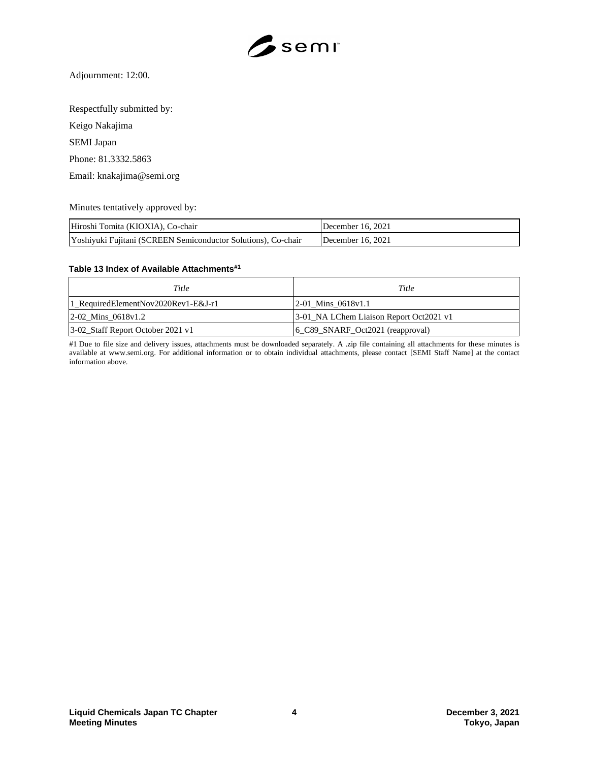Adjournment: 12:00.

Respectfully submitted by:

Keigo Nakajima

SEMI Japan

Phone: 81.3332.5863

Email: knakajima@semi.org

Minutes tentatively approved by:

| | |
|---|---|
| Hiroshi Tomita (KIOXIA), Co-chair | December 16, 2021 |
| Yoshiyuki Fujitani (SCREEN Semiconductor Solutions), Co-chair | December 16, 2021 |

**Table 13 Index of Available Attachments#1**

| *Title* | *Title* |
|---|---|
| 1_RequiredElementNov2020Rev1-E&J-r1 | 2-01_Mins_0618v1.1 |
| 2-02_Mins_0618v1.2 | 3-01_NA LChem Liaison Report Oct2021 v1 |
| 3-02_Staff Report October 2021 v1 | 6_C89_SNARF_Oct2021 (reapproval) |

#1 Due to file size and delivery issues, attachments must be downloaded separately. A .zip file containing all attachments for these minutes is available at www.semi.org. For additional information or to obtain individual attachments, please contact [SEMI Staff Name] at the contact information above.